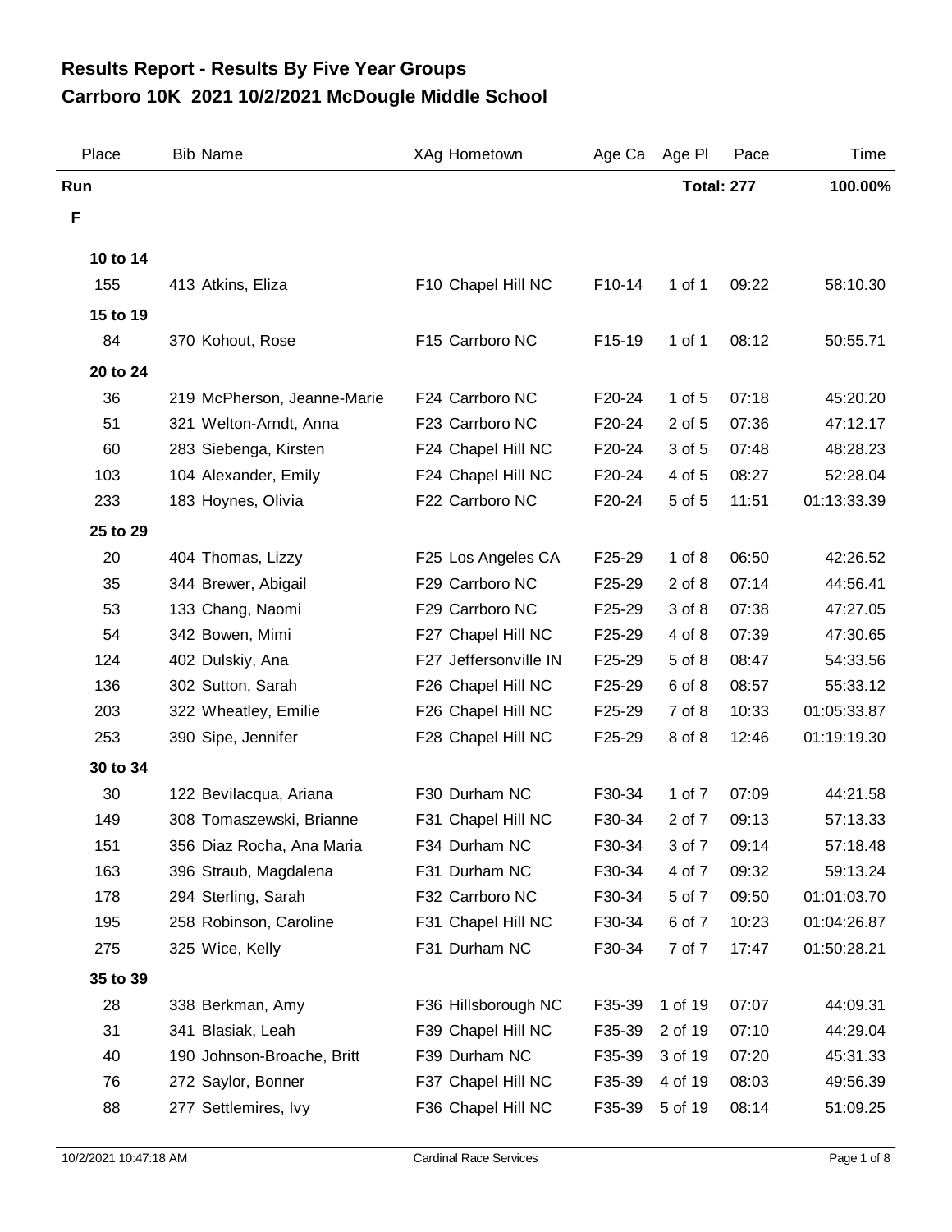# Results Report - Results By Five Year Groups

## Carrboro 10K 2021 10/2/2021 McDougle Middle School

| Place | Bib | Name | XAg | Hometown | Age Ca | Age Pl | Pace | Time |
|---|---|---|---|---|---|---|---|---|
| **Run** | | | | | | **Total: 277** | | **100.00%** |
| **F** | | | | | | | | |
| **10 to 14** | | | | | | | | |
| 155 | 413 | Atkins, Eliza | F10 | Chapel Hill NC | F10-14 | 1 of 1 | 09:22 | 58:10.30 |
| **15 to 19** | | | | | | | | |
| 84 | 370 | Kohout, Rose | F15 | Carrboro NC | F15-19 | 1 of 1 | 08:12 | 50:55.71 |
| **20 to 24** | | | | | | | | |
| 36 | 219 | McPherson, Jeanne-Marie | F24 | Carrboro NC | F20-24 | 1 of 5 | 07:18 | 45:20.20 |
| 51 | 321 | Welton-Arndt, Anna | F23 | Carrboro NC | F20-24 | 2 of 5 | 07:36 | 47:12.17 |
| 60 | 283 | Siebenga, Kirsten | F24 | Chapel Hill NC | F20-24 | 3 of 5 | 07:48 | 48:28.23 |
| 103 | 104 | Alexander, Emily | F24 | Chapel Hill NC | F20-24 | 4 of 5 | 08:27 | 52:28.04 |
| 233 | 183 | Hoynes, Olivia | F22 | Carrboro NC | F20-24 | 5 of 5 | 11:51 | 01:13:33.39 |
| **25 to 29** | | | | | | | | |
| 20 | 404 | Thomas, Lizzy | F25 | Los Angeles CA | F25-29 | 1 of 8 | 06:50 | 42:26.52 |
| 35 | 344 | Brewer, Abigail | F29 | Carrboro NC | F25-29 | 2 of 8 | 07:14 | 44:56.41 |
| 53 | 133 | Chang, Naomi | F29 | Carrboro NC | F25-29 | 3 of 8 | 07:38 | 47:27.05 |
| 54 | 342 | Bowen, Mimi | F27 | Chapel Hill NC | F25-29 | 4 of 8 | 07:39 | 47:30.65 |
| 124 | 402 | Dulskiy, Ana | F27 | Jeffersonville IN | F25-29 | 5 of 8 | 08:47 | 54:33.56 |
| 136 | 302 | Sutton, Sarah | F26 | Chapel Hill NC | F25-29 | 6 of 8 | 08:57 | 55:33.12 |
| 203 | 322 | Wheatley, Emilie | F26 | Chapel Hill NC | F25-29 | 7 of 8 | 10:33 | 01:05:33.87 |
| 253 | 390 | Sipe, Jennifer | F28 | Chapel Hill NC | F25-29 | 8 of 8 | 12:46 | 01:19:19.30 |
| **30 to 34** | | | | | | | | |
| 30 | 122 | Bevilacqua, Ariana | F30 | Durham NC | F30-34 | 1 of 7 | 07:09 | 44:21.58 |
| 149 | 308 | Tomaszewski, Brianne | F31 | Chapel Hill NC | F30-34 | 2 of 7 | 09:13 | 57:13.33 |
| 151 | 356 | Diaz Rocha, Ana Maria | F34 | Durham NC | F30-34 | 3 of 7 | 09:14 | 57:18.48 |
| 163 | 396 | Straub, Magdalena | F31 | Durham NC | F30-34 | 4 of 7 | 09:32 | 59:13.24 |
| 178 | 294 | Sterling, Sarah | F32 | Carrboro NC | F30-34 | 5 of 7 | 09:50 | 01:01:03.70 |
| 195 | 258 | Robinson, Caroline | F31 | Chapel Hill NC | F30-34 | 6 of 7 | 10:23 | 01:04:26.87 |
| 275 | 325 | Wice, Kelly | F31 | Durham NC | F30-34 | 7 of 7 | 17:47 | 01:50:28.21 |
| **35 to 39** | | | | | | | | |
| 28 | 338 | Berkman, Amy | F36 | Hillsborough NC | F35-39 | 1 of 19 | 07:07 | 44:09.31 |
| 31 | 341 | Blasiak, Leah | F39 | Chapel Hill NC | F35-39 | 2 of 19 | 07:10 | 44:29.04 |
| 40 | 190 | Johnson-Broache, Britt | F39 | Durham NC | F35-39 | 3 of 19 | 07:20 | 45:31.33 |
| 76 | 272 | Saylor, Bonner | F37 | Chapel Hill NC | F35-39 | 4 of 19 | 08:03 | 49:56.39 |
| 88 | 277 | Settlemires, Ivy | F36 | Chapel Hill NC | F35-39 | 5 of 19 | 08:14 | 51:09.25 |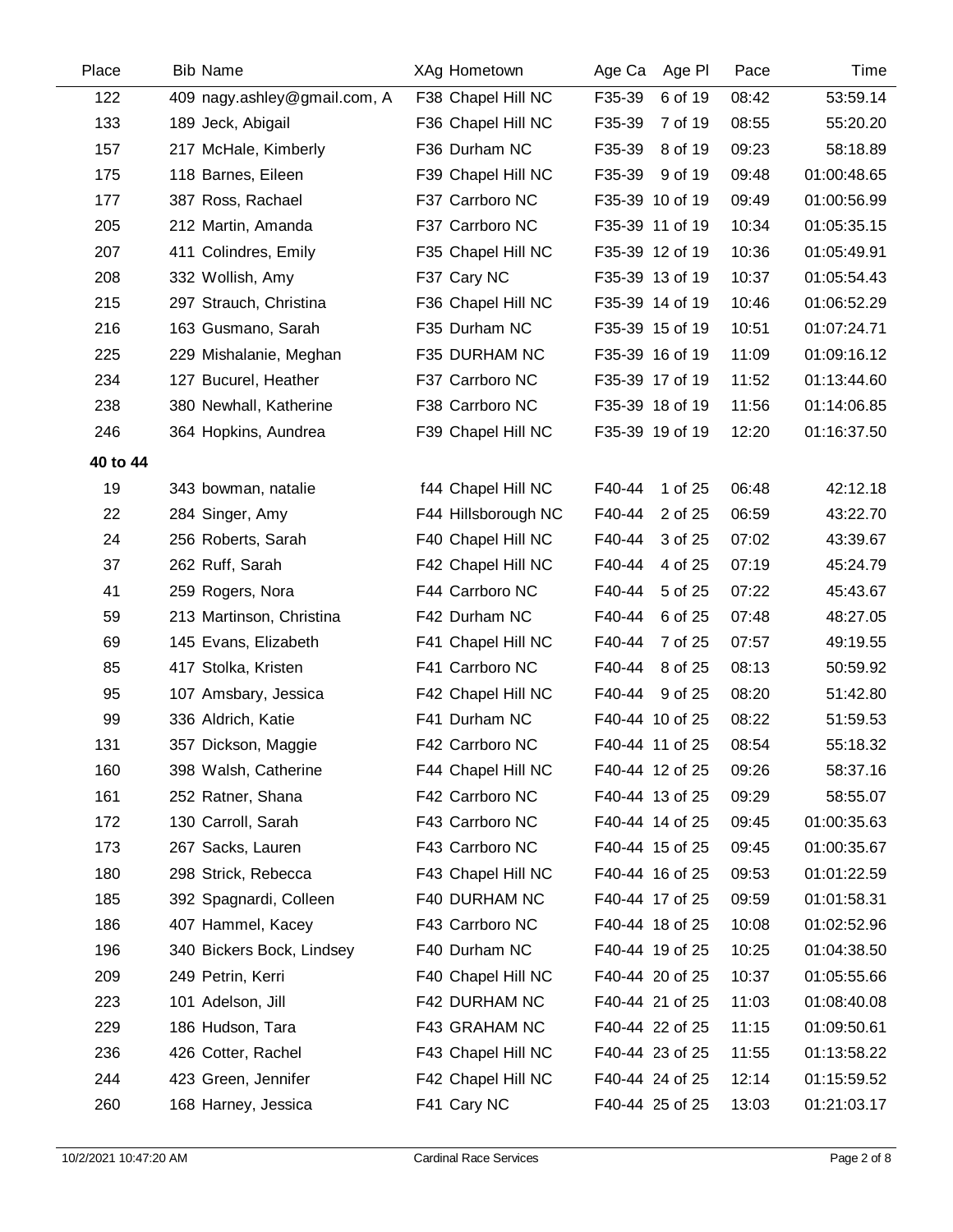| Place | Bib | Name | XAg | Hometown | Age Ca | Age Pl | Pace | Time |
|---|---|---|---|---|---|---|---|---|
| 122 | 409 | nagy.ashley@gmail.com, A | F38 | Chapel Hill NC | F35-39 | 6 of 19 | 08:42 | 53:59.14 |
| 133 | 189 | Jeck, Abigail | F36 | Chapel Hill NC | F35-39 | 7 of 19 | 08:55 | 55:20.20 |
| 157 | 217 | McHale, Kimberly | F36 | Durham NC | F35-39 | 8 of 19 | 09:23 | 58:18.89 |
| 175 | 118 | Barnes, Eileen | F39 | Chapel Hill NC | F35-39 | 9 of 19 | 09:48 | 01:00:48.65 |
| 177 | 387 | Ross, Rachael | F37 | Carrboro NC | F35-39 | 10 of 19 | 09:49 | 01:00:56.99 |
| 205 | 212 | Martin, Amanda | F37 | Carrboro NC | F35-39 | 11 of 19 | 10:34 | 01:05:35.15 |
| 207 | 411 | Colindres, Emily | F35 | Chapel Hill NC | F35-39 | 12 of 19 | 10:36 | 01:05:49.91 |
| 208 | 332 | Wollish, Amy | F37 | Cary NC | F35-39 | 13 of 19 | 10:37 | 01:05:54.43 |
| 215 | 297 | Strauch, Christina | F36 | Chapel Hill NC | F35-39 | 14 of 19 | 10:46 | 01:06:52.29 |
| 216 | 163 | Gusmano, Sarah | F35 | Durham NC | F35-39 | 15 of 19 | 10:51 | 01:07:24.71 |
| 225 | 229 | Mishalanie, Meghan | F35 | DURHAM NC | F35-39 | 16 of 19 | 11:09 | 01:09:16.12 |
| 234 | 127 | Bucurel, Heather | F37 | Carrboro NC | F35-39 | 17 of 19 | 11:52 | 01:13:44.60 |
| 238 | 380 | Newhall, Katherine | F38 | Carrboro NC | F35-39 | 18 of 19 | 11:56 | 01:14:06.85 |
| 246 | 364 | Hopkins, Aundrea | F39 | Chapel Hill NC | F35-39 | 19 of 19 | 12:20 | 01:16:37.50 |
| **40 to 44** | | | | | | | | |
| 19 | 343 | bowman, natalie | f44 | Chapel Hill NC | F40-44 | 1 of 25 | 06:48 | 42:12.18 |
| 22 | 284 | Singer, Amy | F44 | Hillsborough NC | F40-44 | 2 of 25 | 06:59 | 43:22.70 |
| 24 | 256 | Roberts, Sarah | F40 | Chapel Hill NC | F40-44 | 3 of 25 | 07:02 | 43:39.67 |
| 37 | 262 | Ruff, Sarah | F42 | Chapel Hill NC | F40-44 | 4 of 25 | 07:19 | 45:24.79 |
| 41 | 259 | Rogers, Nora | F44 | Carrboro NC | F40-44 | 5 of 25 | 07:22 | 45:43.67 |
| 59 | 213 | Martinson, Christina | F42 | Durham NC | F40-44 | 6 of 25 | 07:48 | 48:27.05 |
| 69 | 145 | Evans, Elizabeth | F41 | Chapel Hill NC | F40-44 | 7 of 25 | 07:57 | 49:19.55 |
| 85 | 417 | Stolka, Kristen | F41 | Carrboro NC | F40-44 | 8 of 25 | 08:13 | 50:59.92 |
| 95 | 107 | Amsbary, Jessica | F42 | Chapel Hill NC | F40-44 | 9 of 25 | 08:20 | 51:42.80 |
| 99 | 336 | Aldrich, Katie | F41 | Durham NC | F40-44 | 10 of 25 | 08:22 | 51:59.53 |
| 131 | 357 | Dickson, Maggie | F42 | Carrboro NC | F40-44 | 11 of 25 | 08:54 | 55:18.32 |
| 160 | 398 | Walsh, Catherine | F44 | Chapel Hill NC | F40-44 | 12 of 25 | 09:26 | 58:37.16 |
| 161 | 252 | Ratner, Shana | F42 | Carrboro NC | F40-44 | 13 of 25 | 09:29 | 58:55.07 |
| 172 | 130 | Carroll, Sarah | F43 | Carrboro NC | F40-44 | 14 of 25 | 09:45 | 01:00:35.63 |
| 173 | 267 | Sacks, Lauren | F43 | Carrboro NC | F40-44 | 15 of 25 | 09:45 | 01:00:35.67 |
| 180 | 298 | Strick, Rebecca | F43 | Chapel Hill NC | F40-44 | 16 of 25 | 09:53 | 01:01:22.59 |
| 185 | 392 | Spagnardi, Colleen | F40 | DURHAM NC | F40-44 | 17 of 25 | 09:59 | 01:01:58.31 |
| 186 | 407 | Hammel, Kacey | F43 | Carrboro NC | F40-44 | 18 of 25 | 10:08 | 01:02:52.96 |
| 196 | 340 | Bickers Bock, Lindsey | F40 | Durham NC | F40-44 | 19 of 25 | 10:25 | 01:04:38.50 |
| 209 | 249 | Petrin, Kerri | F40 | Chapel Hill NC | F40-44 | 20 of 25 | 10:37 | 01:05:55.66 |
| 223 | 101 | Adelson, Jill | F42 | DURHAM NC | F40-44 | 21 of 25 | 11:03 | 01:08:40.08 |
| 229 | 186 | Hudson, Tara | F43 | GRAHAM NC | F40-44 | 22 of 25 | 11:15 | 01:09:50.61 |
| 236 | 426 | Cotter, Rachel | F43 | Chapel Hill NC | F40-44 | 23 of 25 | 11:55 | 01:13:58.22 |
| 244 | 423 | Green, Jennifer | F42 | Chapel Hill NC | F40-44 | 24 of 25 | 12:14 | 01:15:59.52 |
| 260 | 168 | Harney, Jessica | F41 | Cary NC | F40-44 | 25 of 25 | 13:03 | 01:21:03.17 |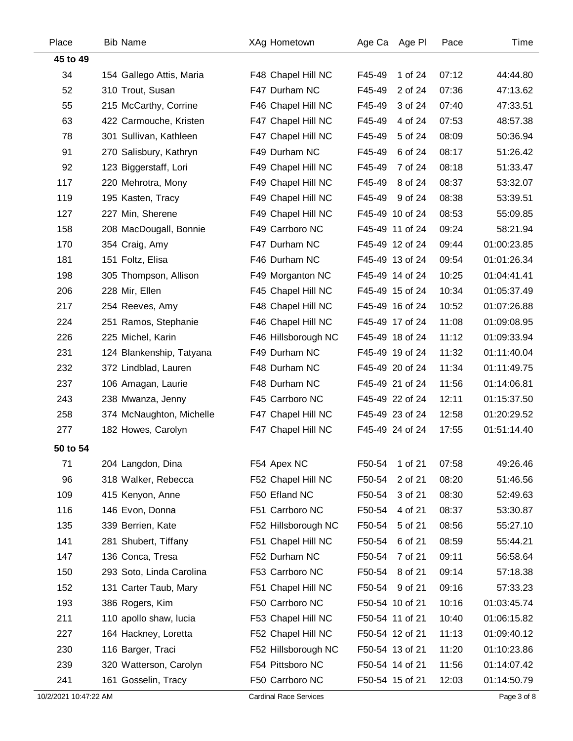| Place | Bib | Name | XAg | Hometown | Age Ca | Age Pl | Pace | Time |
|---|---|---|---|---|---|---|---|---|
| **45 to 49** | | | | | | | | |
| 34 | 154 | Gallego Attis, Maria | F48 | Chapel Hill NC | F45-49 | 1 of 24 | 07:12 | 44:44.80 |
| 52 | 310 | Trout, Susan | F47 | Durham NC | F45-49 | 2 of 24 | 07:36 | 47:13.62 |
| 55 | 215 | McCarthy, Corrine | F46 | Chapel Hill NC | F45-49 | 3 of 24 | 07:40 | 47:33.51 |
| 63 | 422 | Carmouche, Kristen | F47 | Chapel Hill NC | F45-49 | 4 of 24 | 07:53 | 48:57.38 |
| 78 | 301 | Sullivan, Kathleen | F47 | Chapel Hill NC | F45-49 | 5 of 24 | 08:09 | 50:36.94 |
| 91 | 270 | Salisbury, Kathryn | F49 | Durham NC | F45-49 | 6 of 24 | 08:17 | 51:26.42 |
| 92 | 123 | Biggerstaff, Lori | F49 | Chapel Hill NC | F45-49 | 7 of 24 | 08:18 | 51:33.47 |
| 117 | 220 | Mehrotra, Mony | F49 | Chapel Hill NC | F45-49 | 8 of 24 | 08:37 | 53:32.07 |
| 119 | 195 | Kasten, Tracy | F49 | Chapel Hill NC | F45-49 | 9 of 24 | 08:38 | 53:39.51 |
| 127 | 227 | Min, Sherene | F49 | Chapel Hill NC | F45-49 | 10 of 24 | 08:53 | 55:09.85 |
| 158 | 208 | MacDougall, Bonnie | F49 | Carrboro NC | F45-49 | 11 of 24 | 09:24 | 58:21.94 |
| 170 | 354 | Craig, Amy | F47 | Durham NC | F45-49 | 12 of 24 | 09:44 | 01:00:23.85 |
| 181 | 151 | Foltz, Elisa | F46 | Durham NC | F45-49 | 13 of 24 | 09:54 | 01:01:26.34 |
| 198 | 305 | Thompson, Allison | F49 | Morganton NC | F45-49 | 14 of 24 | 10:25 | 01:04:41.41 |
| 206 | 228 | Mir, Ellen | F45 | Chapel Hill NC | F45-49 | 15 of 24 | 10:34 | 01:05:37.49 |
| 217 | 254 | Reeves, Amy | F48 | Chapel Hill NC | F45-49 | 16 of 24 | 10:52 | 01:07:26.88 |
| 224 | 251 | Ramos, Stephanie | F46 | Chapel Hill NC | F45-49 | 17 of 24 | 11:08 | 01:09:08.95 |
| 226 | 225 | Michel, Karin | F46 | Hillsborough NC | F45-49 | 18 of 24 | 11:12 | 01:09:33.94 |
| 231 | 124 | Blankenship, Tatyana | F49 | Durham NC | F45-49 | 19 of 24 | 11:32 | 01:11:40.04 |
| 232 | 372 | Lindblad, Lauren | F48 | Durham NC | F45-49 | 20 of 24 | 11:34 | 01:11:49.75 |
| 237 | 106 | Amagan, Laurie | F48 | Durham NC | F45-49 | 21 of 24 | 11:56 | 01:14:06.81 |
| 243 | 238 | Mwanza, Jenny | F45 | Carrboro NC | F45-49 | 22 of 24 | 12:11 | 01:15:37.50 |
| 258 | 374 | McNaughton, Michelle | F47 | Chapel Hill NC | F45-49 | 23 of 24 | 12:58 | 01:20:29.52 |
| 277 | 182 | Howes, Carolyn | F47 | Chapel Hill NC | F45-49 | 24 of 24 | 17:55 | 01:51:14.40 |
| **50 to 54** | | | | | | | | |
| 71 | 204 | Langdon, Dina | F54 | Apex NC | F50-54 | 1 of 21 | 07:58 | 49:26.46 |
| 96 | 318 | Walker, Rebecca | F52 | Chapel Hill NC | F50-54 | 2 of 21 | 08:20 | 51:46.56 |
| 109 | 415 | Kenyon, Anne | F50 | Efland NC | F50-54 | 3 of 21 | 08:30 | 52:49.63 |
| 116 | 146 | Evon, Donna | F51 | Carrboro NC | F50-54 | 4 of 21 | 08:37 | 53:30.87 |
| 135 | 339 | Berrien, Kate | F52 | Hillsborough NC | F50-54 | 5 of 21 | 08:56 | 55:27.10 |
| 141 | 281 | Shubert, Tiffany | F51 | Chapel Hill NC | F50-54 | 6 of 21 | 08:59 | 55:44.21 |
| 147 | 136 | Conca, Tresa | F52 | Durham NC | F50-54 | 7 of 21 | 09:11 | 56:58.64 |
| 150 | 293 | Soto, Linda Carolina | F53 | Carrboro NC | F50-54 | 8 of 21 | 09:14 | 57:18.38 |
| 152 | 131 | Carter Taub, Mary | F51 | Chapel Hill NC | F50-54 | 9 of 21 | 09:16 | 57:33.23 |
| 193 | 386 | Rogers, Kim | F50 | Carrboro NC | F50-54 | 10 of 21 | 10:16 | 01:03:45.74 |
| 211 | 110 | apollo shaw, lucia | F53 | Chapel Hill NC | F50-54 | 11 of 21 | 10:40 | 01:06:15.82 |
| 227 | 164 | Hackney, Loretta | F52 | Chapel Hill NC | F50-54 | 12 of 21 | 11:13 | 01:09:40.12 |
| 230 | 116 | Barger, Traci | F52 | Hillsborough NC | F50-54 | 13 of 21 | 11:20 | 01:10:23.86 |
| 239 | 320 | Watterson, Carolyn | F54 | Pittsboro NC | F50-54 | 14 of 21 | 11:56 | 01:14:07.42 |
| 241 | 161 | Gosselin, Tracy | F50 | Carrboro NC | F50-54 | 15 of 21 | 12:03 | 01:14:50.79 |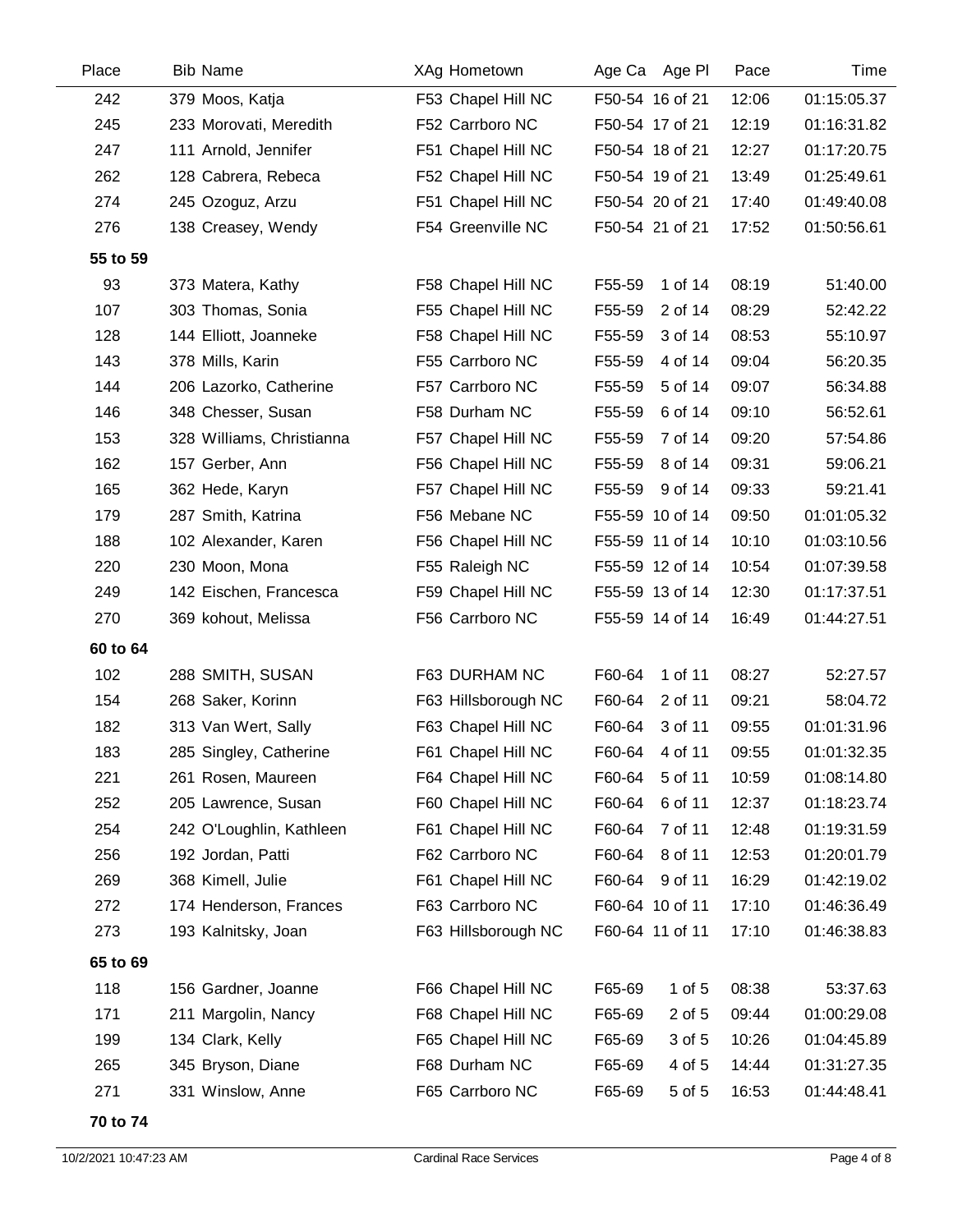| Place | Bib | Name | XAg | Hometown | Age Ca | Age Pl | Pace | Time |
|---|---|---|---|---|---|---|---|---|
| 242 | 379 | Moos, Katja | F53 | Chapel Hill NC | F50-54 | 16 of 21 | 12:06 | 01:15:05.37 |
| 245 | 233 | Morovati, Meredith | F52 | Carrboro NC | F50-54 | 17 of 21 | 12:19 | 01:16:31.82 |
| 247 | 111 | Arnold, Jennifer | F51 | Chapel Hill NC | F50-54 | 18 of 21 | 12:27 | 01:17:20.75 |
| 262 | 128 | Cabrera, Rebeca | F52 | Chapel Hill NC | F50-54 | 19 of 21 | 13:49 | 01:25:49.61 |
| 274 | 245 | Ozoguz, Arzu | F51 | Chapel Hill NC | F50-54 | 20 of 21 | 17:40 | 01:49:40.08 |
| 276 | 138 | Creasey, Wendy | F54 | Greenville NC | F50-54 | 21 of 21 | 17:52 | 01:50:56.61 |
| **55 to 59** | | | | | | | | |
| 93 | 373 | Matera, Kathy | F58 | Chapel Hill NC | F55-59 | 1 of 14 | 08:19 | 51:40.00 |
| 107 | 303 | Thomas, Sonia | F55 | Chapel Hill NC | F55-59 | 2 of 14 | 08:29 | 52:42.22 |
| 128 | 144 | Elliott, Joanneke | F58 | Chapel Hill NC | F55-59 | 3 of 14 | 08:53 | 55:10.97 |
| 143 | 378 | Mills, Karin | F55 | Carrboro NC | F55-59 | 4 of 14 | 09:04 | 56:20.35 |
| 144 | 206 | Lazorko, Catherine | F57 | Carrboro NC | F55-59 | 5 of 14 | 09:07 | 56:34.88 |
| 146 | 348 | Chesser, Susan | F58 | Durham NC | F55-59 | 6 of 14 | 09:10 | 56:52.61 |
| 153 | 328 | Williams, Christianna | F57 | Chapel Hill NC | F55-59 | 7 of 14 | 09:20 | 57:54.86 |
| 162 | 157 | Gerber, Ann | F56 | Chapel Hill NC | F55-59 | 8 of 14 | 09:31 | 59:06.21 |
| 165 | 362 | Hede, Karyn | F57 | Chapel Hill NC | F55-59 | 9 of 14 | 09:33 | 59:21.41 |
| 179 | 287 | Smith, Katrina | F56 | Mebane NC | F55-59 | 10 of 14 | 09:50 | 01:01:05.32 |
| 188 | 102 | Alexander, Karen | F56 | Chapel Hill NC | F55-59 | 11 of 14 | 10:10 | 01:03:10.56 |
| 220 | 230 | Moon, Mona | F55 | Raleigh NC | F55-59 | 12 of 14 | 10:54 | 01:07:39.58 |
| 249 | 142 | Eischen, Francesca | F59 | Chapel Hill NC | F55-59 | 13 of 14 | 12:30 | 01:17:37.51 |
| 270 | 369 | kohout, Melissa | F56 | Carrboro NC | F55-59 | 14 of 14 | 16:49 | 01:44:27.51 |
| **60 to 64** | | | | | | | | |
| 102 | 288 | SMITH, SUSAN | F63 | DURHAM NC | F60-64 | 1 of 11 | 08:27 | 52:27.57 |
| 154 | 268 | Saker, Korinn | F63 | Hillsborough NC | F60-64 | 2 of 11 | 09:21 | 58:04.72 |
| 182 | 313 | Van Wert, Sally | F63 | Chapel Hill NC | F60-64 | 3 of 11 | 09:55 | 01:01:31.96 |
| 183 | 285 | Singley, Catherine | F61 | Chapel Hill NC | F60-64 | 4 of 11 | 09:55 | 01:01:32.35 |
| 221 | 261 | Rosen, Maureen | F64 | Chapel Hill NC | F60-64 | 5 of 11 | 10:59 | 01:08:14.80 |
| 252 | 205 | Lawrence, Susan | F60 | Chapel Hill NC | F60-64 | 6 of 11 | 12:37 | 01:18:23.74 |
| 254 | 242 | O'Loughlin, Kathleen | F61 | Chapel Hill NC | F60-64 | 7 of 11 | 12:48 | 01:19:31.59 |
| 256 | 192 | Jordan, Patti | F62 | Carrboro NC | F60-64 | 8 of 11 | 12:53 | 01:20:01.79 |
| 269 | 368 | Kimell, Julie | F61 | Chapel Hill NC | F60-64 | 9 of 11 | 16:29 | 01:42:19.02 |
| 272 | 174 | Henderson, Frances | F63 | Carrboro NC | F60-64 | 10 of 11 | 17:10 | 01:46:36.49 |
| 273 | 193 | Kalnitsky, Joan | F63 | Hillsborough NC | F60-64 | 11 of 11 | 17:10 | 01:46:38.83 |
| **65 to 69** | | | | | | | | |
| 118 | 156 | Gardner, Joanne | F66 | Chapel Hill NC | F65-69 | 1 of 5 | 08:38 | 53:37.63 |
| 171 | 211 | Margolin, Nancy | F68 | Chapel Hill NC | F65-69 | 2 of 5 | 09:44 | 01:00:29.08 |
| 199 | 134 | Clark, Kelly | F65 | Chapel Hill NC | F65-69 | 3 of 5 | 10:26 | 01:04:45.89 |
| 265 | 345 | Bryson, Diane | F68 | Durham NC | F65-69 | 4 of 5 | 14:44 | 01:31:27.35 |
| 271 | 331 | Winslow, Anne | F65 | Carrboro NC | F65-69 | 5 of 5 | 16:53 | 01:44:48.41 |
| **70 to 74** | | | | | | | | |

10/2/2021 10:47:23 AM Cardinal Race Services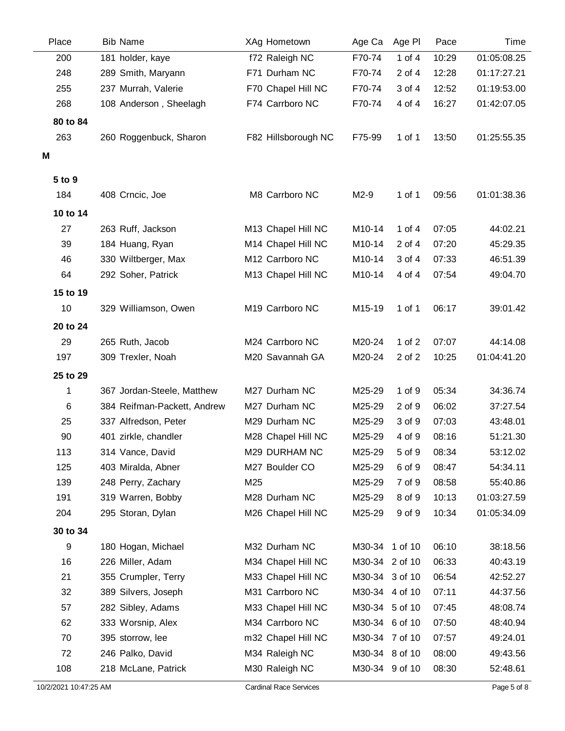| Place | Bib | Name | XAg | Hometown | Age Ca | Age Pl | Pace | Time |
|---|---|---|---|---|---|---|---|---|
| 200 | 181 | holder, kaye | f72 | Raleigh NC | F70-74 | 1 of 4 | 10:29 | 01:05:08.25 |
| 248 | 289 | Smith, Maryann | F71 | Durham NC | F70-74 | 2 of 4 | 12:28 | 01:17:27.21 |
| 255 | 237 | Murrah, Valerie | F70 | Chapel Hill NC | F70-74 | 3 of 4 | 12:52 | 01:19:53.00 |
| 268 | 108 | Anderson , Sheelagh | F74 | Carrboro NC | F70-74 | 4 of 4 | 16:27 | 01:42:07.05 |
| **80 to 84** | | | | | | | | |
| 263 | 260 | Roggenbuck, Sharon | F82 | Hillsborough NC | F75-99 | 1 of 1 | 13:50 | 01:25:55.35 |
| **M** | | | | | | | | |
| **5 to 9** | | | | | | | | |
| 184 | 408 | Crncic, Joe | M8 | Carrboro NC | M2-9 | 1 of 1 | 09:56 | 01:01:38.36 |
| **10 to 14** | | | | | | | | |
| 27 | 263 | Ruff, Jackson | M13 | Chapel Hill NC | M10-14 | 1 of 4 | 07:05 | 44:02.21 |
| 39 | 184 | Huang, Ryan | M14 | Chapel Hill NC | M10-14 | 2 of 4 | 07:20 | 45:29.35 |
| 46 | 330 | Wiltberger, Max | M12 | Carrboro NC | M10-14 | 3 of 4 | 07:33 | 46:51.39 |
| 64 | 292 | Soher, Patrick | M13 | Chapel Hill NC | M10-14 | 4 of 4 | 07:54 | 49:04.70 |
| **15 to 19** | | | | | | | | |
| 10 | 329 | Williamson, Owen | M19 | Carrboro NC | M15-19 | 1 of 1 | 06:17 | 39:01.42 |
| **20 to 24** | | | | | | | | |
| 29 | 265 | Ruth, Jacob | M24 | Carrboro NC | M20-24 | 1 of 2 | 07:07 | 44:14.08 |
| 197 | 309 | Trexler, Noah | M20 | Savannah GA | M20-24 | 2 of 2 | 10:25 | 01:04:41.20 |
| **25 to 29** | | | | | | | | |
| 1 | 367 | Jordan-Steele, Matthew | M27 | Durham NC | M25-29 | 1 of 9 | 05:34 | 34:36.74 |
| 6 | 384 | Reifman-Packett, Andrew | M27 | Durham NC | M25-29 | 2 of 9 | 06:02 | 37:27.54 |
| 25 | 337 | Alfredson, Peter | M29 | Durham NC | M25-29 | 3 of 9 | 07:03 | 43:48.01 |
| 90 | 401 | zirkle, chandler | M28 | Chapel Hill NC | M25-29 | 4 of 9 | 08:16 | 51:21.30 |
| 113 | 314 | Vance, David | M29 | DURHAM NC | M25-29 | 5 of 9 | 08:34 | 53:12.02 |
| 125 | 403 | Miralda, Abner | M27 | Boulder CO | M25-29 | 6 of 9 | 08:47 | 54:34.11 |
| 139 | 248 | Perry, Zachary | M25 | | M25-29 | 7 of 9 | 08:58 | 55:40.86 |
| 191 | 319 | Warren, Bobby | M28 | Durham NC | M25-29 | 8 of 9 | 10:13 | 01:03:27.59 |
| 204 | 295 | Storan, Dylan | M26 | Chapel Hill NC | M25-29 | 9 of 9 | 10:34 | 01:05:34.09 |
| **30 to 34** | | | | | | | | |
| 9 | 180 | Hogan, Michael | M32 | Durham NC | M30-34 | 1 of 10 | 06:10 | 38:18.56 |
| 16 | 226 | Miller, Adam | M34 | Chapel Hill NC | M30-34 | 2 of 10 | 06:33 | 40:43.19 |
| 21 | 355 | Crumpler, Terry | M33 | Chapel Hill NC | M30-34 | 3 of 10 | 06:54 | 42:52.27 |
| 32 | 389 | Silvers, Joseph | M31 | Carrboro NC | M30-34 | 4 of 10 | 07:11 | 44:37.56 |
| 57 | 282 | Sibley, Adams | M33 | Chapel Hill NC | M30-34 | 5 of 10 | 07:45 | 48:08.74 |
| 62 | 333 | Worsnip, Alex | M34 | Carrboro NC | M30-34 | 6 of 10 | 07:50 | 48:40.94 |
| 70 | 395 | storrow, lee | m32 | Chapel Hill NC | M30-34 | 7 of 10 | 07:57 | 49:24.01 |
| 72 | 246 | Palko, David | M34 | Raleigh NC | M30-34 | 8 of 10 | 08:00 | 49:43.56 |
| 108 | 218 | McLane, Patrick | M30 | Raleigh NC | M30-34 | 9 of 10 | 08:30 | 52:48.61 |

10/2/2021 10:47:25 AM Cardinal Race Services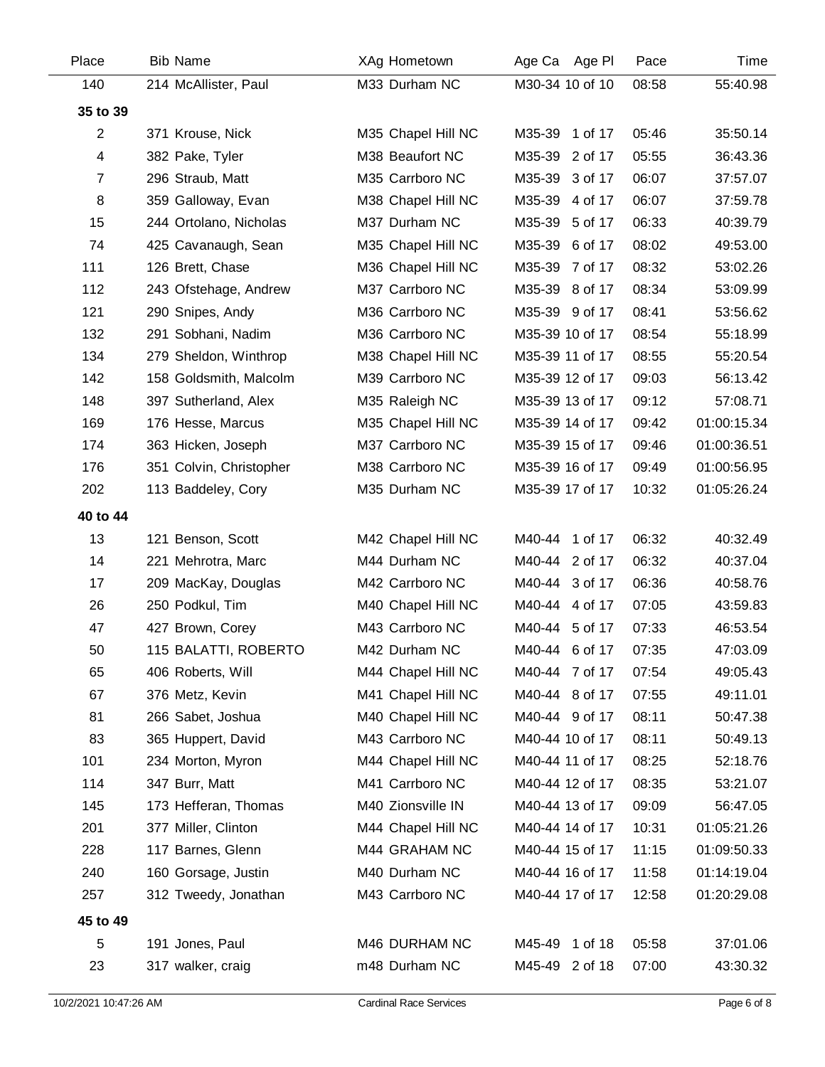| Place | Bib | Name | XAg | Hometown | Age Ca | Age Pl | Pace | Time |
|---|---|---|---|---|---|---|---|---|
| 140 | 214 | McAllister, Paul | M33 | Durham NC | M30-34 | 10 of 10 | 08:58 | 55:40.98 |
| **35 to 39** | | | | | | | | |
| 2 | 371 | Krouse, Nick | M35 | Chapel Hill NC | M35-39 | 1 of 17 | 05:46 | 35:50.14 |
| 4 | 382 | Pake, Tyler | M38 | Beaufort NC | M35-39 | 2 of 17 | 05:55 | 36:43.36 |
| 7 | 296 | Straub, Matt | M35 | Carrboro NC | M35-39 | 3 of 17 | 06:07 | 37:57.07 |
| 8 | 359 | Galloway, Evan | M38 | Chapel Hill NC | M35-39 | 4 of 17 | 06:07 | 37:59.78 |
| 15 | 244 | Ortolano, Nicholas | M37 | Durham NC | M35-39 | 5 of 17 | 06:33 | 40:39.79 |
| 74 | 425 | Cavanaugh, Sean | M35 | Chapel Hill NC | M35-39 | 6 of 17 | 08:02 | 49:53.00 |
| 111 | 126 | Brett, Chase | M36 | Chapel Hill NC | M35-39 | 7 of 17 | 08:32 | 53:02.26 |
| 112 | 243 | Ofstehage, Andrew | M37 | Carrboro NC | M35-39 | 8 of 17 | 08:34 | 53:09.99 |
| 121 | 290 | Snipes, Andy | M36 | Carrboro NC | M35-39 | 9 of 17 | 08:41 | 53:56.62 |
| 132 | 291 | Sobhani, Nadim | M36 | Carrboro NC | M35-39 | 10 of 17 | 08:54 | 55:18.99 |
| 134 | 279 | Sheldon, Winthrop | M38 | Chapel Hill NC | M35-39 | 11 of 17 | 08:55 | 55:20.54 |
| 142 | 158 | Goldsmith, Malcolm | M39 | Carrboro NC | M35-39 | 12 of 17 | 09:03 | 56:13.42 |
| 148 | 397 | Sutherland, Alex | M35 | Raleigh NC | M35-39 | 13 of 17 | 09:12 | 57:08.71 |
| 169 | 176 | Hesse, Marcus | M35 | Chapel Hill NC | M35-39 | 14 of 17 | 09:42 | 01:00:15.34 |
| 174 | 363 | Hicken, Joseph | M37 | Carrboro NC | M35-39 | 15 of 17 | 09:46 | 01:00:36.51 |
| 176 | 351 | Colvin, Christopher | M38 | Carrboro NC | M35-39 | 16 of 17 | 09:49 | 01:00:56.95 |
| 202 | 113 | Baddeley, Cory | M35 | Durham NC | M35-39 | 17 of 17 | 10:32 | 01:05:26.24 |
| **40 to 44** | | | | | | | | |
| 13 | 121 | Benson, Scott | M42 | Chapel Hill NC | M40-44 | 1 of 17 | 06:32 | 40:32.49 |
| 14 | 221 | Mehrotra, Marc | M44 | Durham NC | M40-44 | 2 of 17 | 06:32 | 40:37.04 |
| 17 | 209 | MacKay, Douglas | M42 | Carrboro NC | M40-44 | 3 of 17 | 06:36 | 40:58.76 |
| 26 | 250 | Podkul, Tim | M40 | Chapel Hill NC | M40-44 | 4 of 17 | 07:05 | 43:59.83 |
| 47 | 427 | Brown, Corey | M43 | Carrboro NC | M40-44 | 5 of 17 | 07:33 | 46:53.54 |
| 50 | 115 | BALATTI, ROBERTO | M42 | Durham NC | M40-44 | 6 of 17 | 07:35 | 47:03.09 |
| 65 | 406 | Roberts, Will | M44 | Chapel Hill NC | M40-44 | 7 of 17 | 07:54 | 49:05.43 |
| 67 | 376 | Metz, Kevin | M41 | Chapel Hill NC | M40-44 | 8 of 17 | 07:55 | 49:11.01 |
| 81 | 266 | Sabet, Joshua | M40 | Chapel Hill NC | M40-44 | 9 of 17 | 08:11 | 50:47.38 |
| 83 | 365 | Huppert, David | M43 | Carrboro NC | M40-44 | 10 of 17 | 08:11 | 50:49.13 |
| 101 | 234 | Morton, Myron | M44 | Chapel Hill NC | M40-44 | 11 of 17 | 08:25 | 52:18.76 |
| 114 | 347 | Burr, Matt | M41 | Carrboro NC | M40-44 | 12 of 17 | 08:35 | 53:21.07 |
| 145 | 173 | Hefferan, Thomas | M40 | Zionsville IN | M40-44 | 13 of 17 | 09:09 | 56:47.05 |
| 201 | 377 | Miller, Clinton | M44 | Chapel Hill NC | M40-44 | 14 of 17 | 10:31 | 01:05:21.26 |
| 228 | 117 | Barnes, Glenn | M44 | GRAHAM NC | M40-44 | 15 of 17 | 11:15 | 01:09:50.33 |
| 240 | 160 | Gorsage, Justin | M40 | Durham NC | M40-44 | 16 of 17 | 11:58 | 01:14:19.04 |
| 257 | 312 | Tweedy, Jonathan | M43 | Carrboro NC | M40-44 | 17 of 17 | 12:58 | 01:20:29.08 |
| **45 to 49** | | | | | | | | |
| 5 | 191 | Jones, Paul | M46 | DURHAM NC | M45-49 | 1 of 18 | 05:58 | 37:01.06 |
| 23 | 317 | walker, craig | m48 | Durham NC | M45-49 | 2 of 18 | 07:00 | 43:30.32 |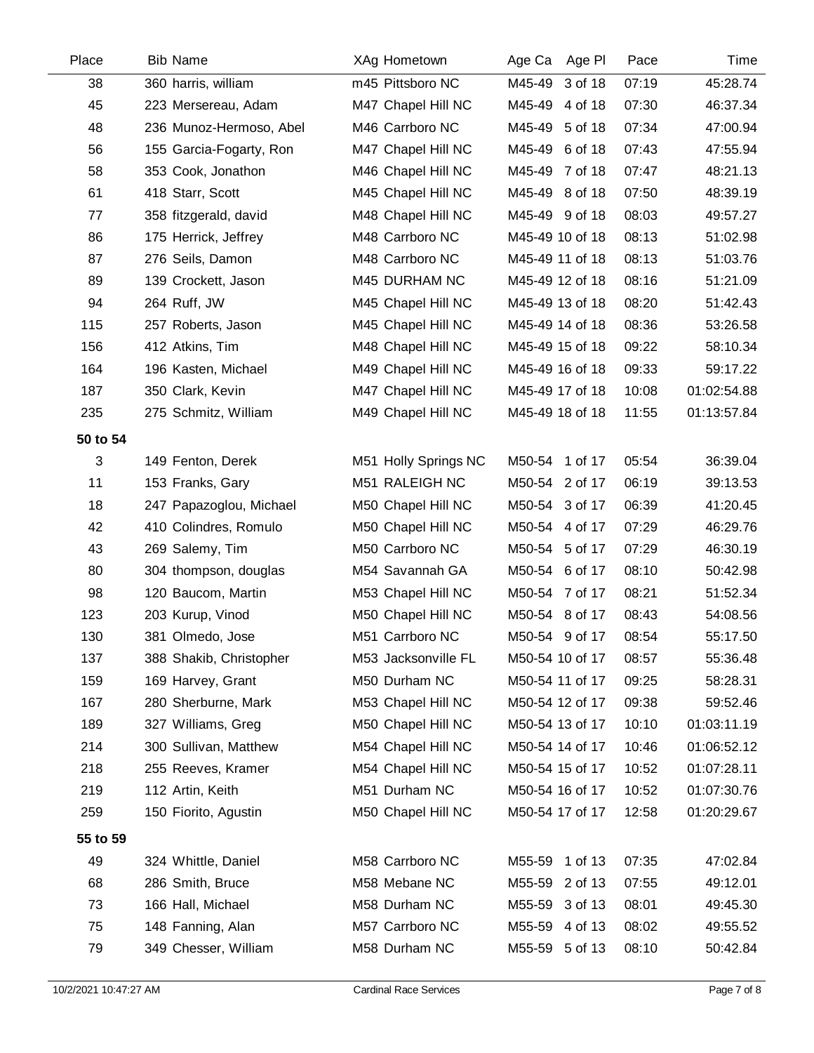| Place | Bib | Name | XAg | Hometown | Age Ca | Age Pl | Pace | Time |
|---|---|---|---|---|---|---|---|---|
| 38 | 360 | harris, william | m45 | Pittsboro NC | M45-49 | 3 of 18 | 07:19 | 45:28.74 |
| 45 | 223 | Mersereau, Adam | M47 | Chapel Hill NC | M45-49 | 4 of 18 | 07:30 | 46:37.34 |
| 48 | 236 | Munoz-Hermoso, Abel | M46 | Carrboro NC | M45-49 | 5 of 18 | 07:34 | 47:00.94 |
| 56 | 155 | Garcia-Fogarty, Ron | M47 | Chapel Hill NC | M45-49 | 6 of 18 | 07:43 | 47:55.94 |
| 58 | 353 | Cook, Jonathon | M46 | Chapel Hill NC | M45-49 | 7 of 18 | 07:47 | 48:21.13 |
| 61 | 418 | Starr, Scott | M45 | Chapel Hill NC | M45-49 | 8 of 18 | 07:50 | 48:39.19 |
| 77 | 358 | fitzgerald, david | M48 | Chapel Hill NC | M45-49 | 9 of 18 | 08:03 | 49:57.27 |
| 86 | 175 | Herrick, Jeffrey | M48 | Carrboro NC | M45-49 | 10 of 18 | 08:13 | 51:02.98 |
| 87 | 276 | Seils, Damon | M48 | Carrboro NC | M45-49 | 11 of 18 | 08:13 | 51:03.76 |
| 89 | 139 | Crockett, Jason | M45 | DURHAM NC | M45-49 | 12 of 18 | 08:16 | 51:21.09 |
| 94 | 264 | Ruff, JW | M45 | Chapel Hill NC | M45-49 | 13 of 18 | 08:20 | 51:42.43 |
| 115 | 257 | Roberts, Jason | M45 | Chapel Hill NC | M45-49 | 14 of 18 | 08:36 | 53:26.58 |
| 156 | 412 | Atkins, Tim | M48 | Chapel Hill NC | M45-49 | 15 of 18 | 09:22 | 58:10.34 |
| 164 | 196 | Kasten, Michael | M49 | Chapel Hill NC | M45-49 | 16 of 18 | 09:33 | 59:17.22 |
| 187 | 350 | Clark, Kevin | M47 | Chapel Hill NC | M45-49 | 17 of 18 | 10:08 | 01:02:54.88 |
| 235 | 275 | Schmitz, William | M49 | Chapel Hill NC | M45-49 | 18 of 18 | 11:55 | 01:13:57.84 |
| **50 to 54** | | | | | | | | |
| 3 | 149 | Fenton, Derek | M51 | Holly Springs NC | M50-54 | 1 of 17 | 05:54 | 36:39.04 |
| 11 | 153 | Franks, Gary | M51 | RALEIGH NC | M50-54 | 2 of 17 | 06:19 | 39:13.53 |
| 18 | 247 | Papazoglou, Michael | M50 | Chapel Hill NC | M50-54 | 3 of 17 | 06:39 | 41:20.45 |
| 42 | 410 | Colindres, Romulo | M50 | Chapel Hill NC | M50-54 | 4 of 17 | 07:29 | 46:29.76 |
| 43 | 269 | Salemy, Tim | M50 | Carrboro NC | M50-54 | 5 of 17 | 07:29 | 46:30.19 |
| 80 | 304 | thompson, douglas | M54 | Savannah GA | M50-54 | 6 of 17 | 08:10 | 50:42.98 |
| 98 | 120 | Baucom, Martin | M53 | Chapel Hill NC | M50-54 | 7 of 17 | 08:21 | 51:52.34 |
| 123 | 203 | Kurup, Vinod | M50 | Chapel Hill NC | M50-54 | 8 of 17 | 08:43 | 54:08.56 |
| 130 | 381 | Olmedo, Jose | M51 | Carrboro NC | M50-54 | 9 of 17 | 08:54 | 55:17.50 |
| 137 | 388 | Shakib, Christopher | M53 | Jacksonville FL | M50-54 | 10 of 17 | 08:57 | 55:36.48 |
| 159 | 169 | Harvey, Grant | M50 | Durham NC | M50-54 | 11 of 17 | 09:25 | 58:28.31 |
| 167 | 280 | Sherburne, Mark | M53 | Chapel Hill NC | M50-54 | 12 of 17 | 09:38 | 59:52.46 |
| 189 | 327 | Williams, Greg | M50 | Chapel Hill NC | M50-54 | 13 of 17 | 10:10 | 01:03:11.19 |
| 214 | 300 | Sullivan, Matthew | M54 | Chapel Hill NC | M50-54 | 14 of 17 | 10:46 | 01:06:52.12 |
| 218 | 255 | Reeves, Kramer | M54 | Chapel Hill NC | M50-54 | 15 of 17 | 10:52 | 01:07:28.11 |
| 219 | 112 | Artin, Keith | M51 | Durham NC | M50-54 | 16 of 17 | 10:52 | 01:07:30.76 |
| 259 | 150 | Fiorito, Agustin | M50 | Chapel Hill NC | M50-54 | 17 of 17 | 12:58 | 01:20:29.67 |
| **55 to 59** | | | | | | | | |
| 49 | 324 | Whittle, Daniel | M58 | Carrboro NC | M55-59 | 1 of 13 | 07:35 | 47:02.84 |
| 68 | 286 | Smith, Bruce | M58 | Mebane NC | M55-59 | 2 of 13 | 07:55 | 49:12.01 |
| 73 | 166 | Hall, Michael | M58 | Durham NC | M55-59 | 3 of 13 | 08:01 | 49:45.30 |
| 75 | 148 | Fanning, Alan | M57 | Carrboro NC | M55-59 | 4 of 13 | 08:02 | 49:55.52 |
| 79 | 349 | Chesser, William | M58 | Durham NC | M55-59 | 5 of 13 | 08:10 | 50:42.84 |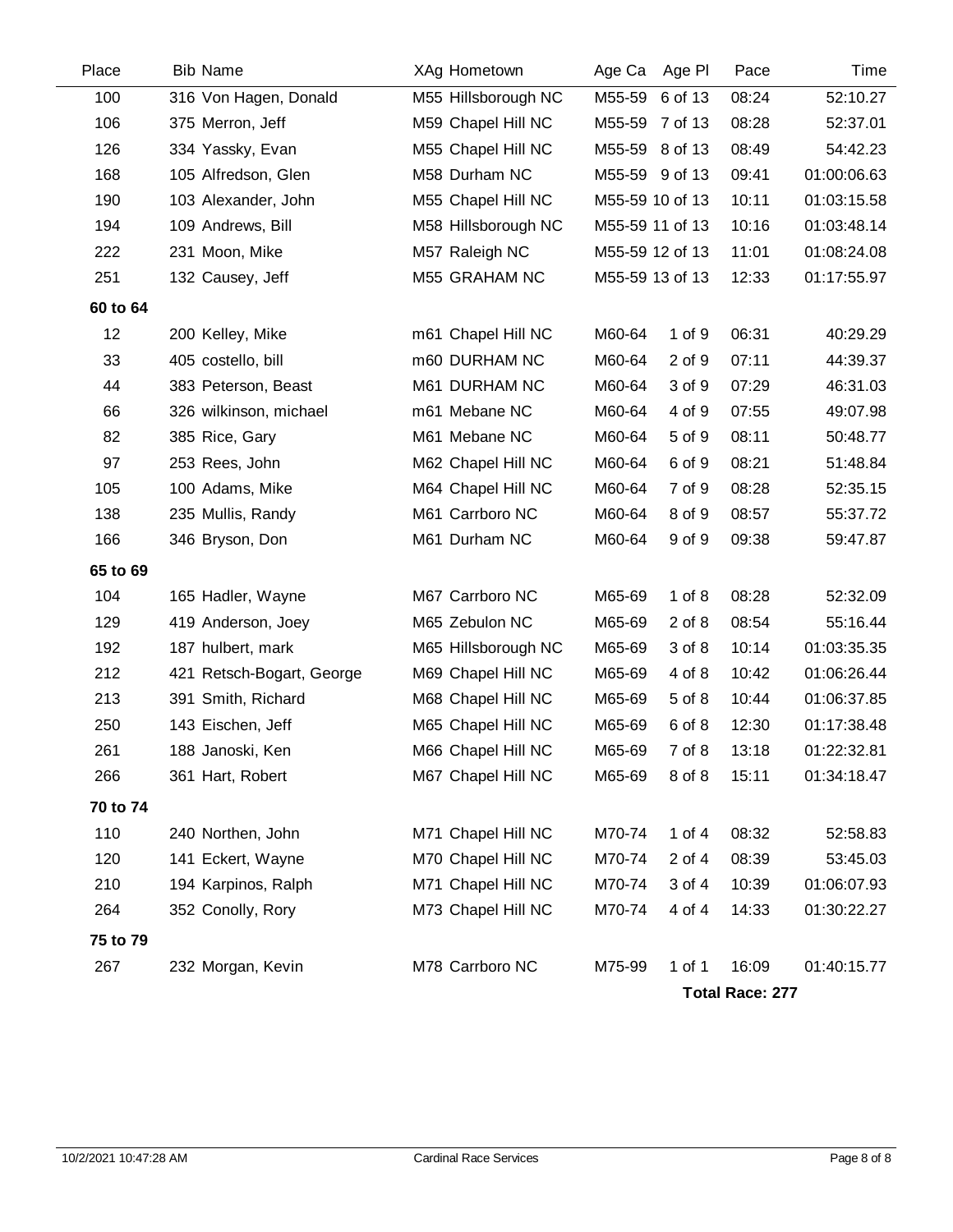| Place | Bib | Name | XAg | Hometown | Age Ca | Age Pl | Pace | Time |
|---|---|---|---|---|---|---|---|---|
| 100 | 316 | Von Hagen, Donald | M55 | Hillsborough NC | M55-59 | 6 of 13 | 08:24 | 52:10.27 |
| 106 | 375 | Merron, Jeff | M59 | Chapel Hill NC | M55-59 | 7 of 13 | 08:28 | 52:37.01 |
| 126 | 334 | Yassky, Evan | M55 | Chapel Hill NC | M55-59 | 8 of 13 | 08:49 | 54:42.23 |
| 168 | 105 | Alfredson, Glen | M58 | Durham NC | M55-59 | 9 of 13 | 09:41 | 01:00:06.63 |
| 190 | 103 | Alexander, John | M55 | Chapel Hill NC | M55-59 | 10 of 13 | 10:11 | 01:03:15.58 |
| 194 | 109 | Andrews, Bill | M58 | Hillsborough NC | M55-59 | 11 of 13 | 10:16 | 01:03:48.14 |
| 222 | 231 | Moon, Mike | M57 | Raleigh NC | M55-59 | 12 of 13 | 11:01 | 01:08:24.08 |
| 251 | 132 | Causey, Jeff | M55 | GRAHAM NC | M55-59 | 13 of 13 | 12:33 | 01:17:55.97 |
| **60 to 64** | | | | | | | | |
| 12 | 200 | Kelley, Mike | m61 | Chapel Hill NC | M60-64 | 1 of 9 | 06:31 | 40:29.29 |
| 33 | 405 | costello, bill | m60 | DURHAM NC | M60-64 | 2 of 9 | 07:11 | 44:39.37 |
| 44 | 383 | Peterson, Beast | M61 | DURHAM NC | M60-64 | 3 of 9 | 07:29 | 46:31.03 |
| 66 | 326 | wilkinson, michael | m61 | Mebane NC | M60-64 | 4 of 9 | 07:55 | 49:07.98 |
| 82 | 385 | Rice, Gary | M61 | Mebane NC | M60-64 | 5 of 9 | 08:11 | 50:48.77 |
| 97 | 253 | Rees, John | M62 | Chapel Hill NC | M60-64 | 6 of 9 | 08:21 | 51:48.84 |
| 105 | 100 | Adams, Mike | M64 | Chapel Hill NC | M60-64 | 7 of 9 | 08:28 | 52:35.15 |
| 138 | 235 | Mullis, Randy | M61 | Carrboro NC | M60-64 | 8 of 9 | 08:57 | 55:37.72 |
| 166 | 346 | Bryson, Don | M61 | Durham NC | M60-64 | 9 of 9 | 09:38 | 59:47.87 |
| **65 to 69** | | | | | | | | |
| 104 | 165 | Hadler, Wayne | M67 | Carrboro NC | M65-69 | 1 of 8 | 08:28 | 52:32.09 |
| 129 | 419 | Anderson, Joey | M65 | Zebulon NC | M65-69 | 2 of 8 | 08:54 | 55:16.44 |
| 192 | 187 | hulbert, mark | M65 | Hillsborough NC | M65-69 | 3 of 8 | 10:14 | 01:03:35.35 |
| 212 | 421 | Retsch-Bogart, George | M69 | Chapel Hill NC | M65-69 | 4 of 8 | 10:42 | 01:06:26.44 |
| 213 | 391 | Smith, Richard | M68 | Chapel Hill NC | M65-69 | 5 of 8 | 10:44 | 01:06:37.85 |
| 250 | 143 | Eischen, Jeff | M65 | Chapel Hill NC | M65-69 | 6 of 8 | 12:30 | 01:17:38.48 |
| 261 | 188 | Janoski, Ken | M66 | Chapel Hill NC | M65-69 | 7 of 8 | 13:18 | 01:22:32.81 |
| 266 | 361 | Hart, Robert | M67 | Chapel Hill NC | M65-69 | 8 of 8 | 15:11 | 01:34:18.47 |
| **70 to 74** | | | | | | | | |
| 110 | 240 | Northen, John | M71 | Chapel Hill NC | M70-74 | 1 of 4 | 08:32 | 52:58.83 |
| 120 | 141 | Eckert, Wayne | M70 | Chapel Hill NC | M70-74 | 2 of 4 | 08:39 | 53:45.03 |
| 210 | 194 | Karpinos, Ralph | M71 | Chapel Hill NC | M70-74 | 3 of 4 | 10:39 | 01:06:07.93 |
| 264 | 352 | Conolly, Rory | M73 | Chapel Hill NC | M70-74 | 4 of 4 | 14:33 | 01:30:22.27 |
| **75 to 79** | | | | | | | | |
| 267 | 232 | Morgan, Kevin | M78 | Carrboro NC | M75-99 | 1 of 1 | 16:09 | 01:40:15.77 |

**Total Race: 277**

10/2/2021 10:47:28 AM Cardinal Race Services